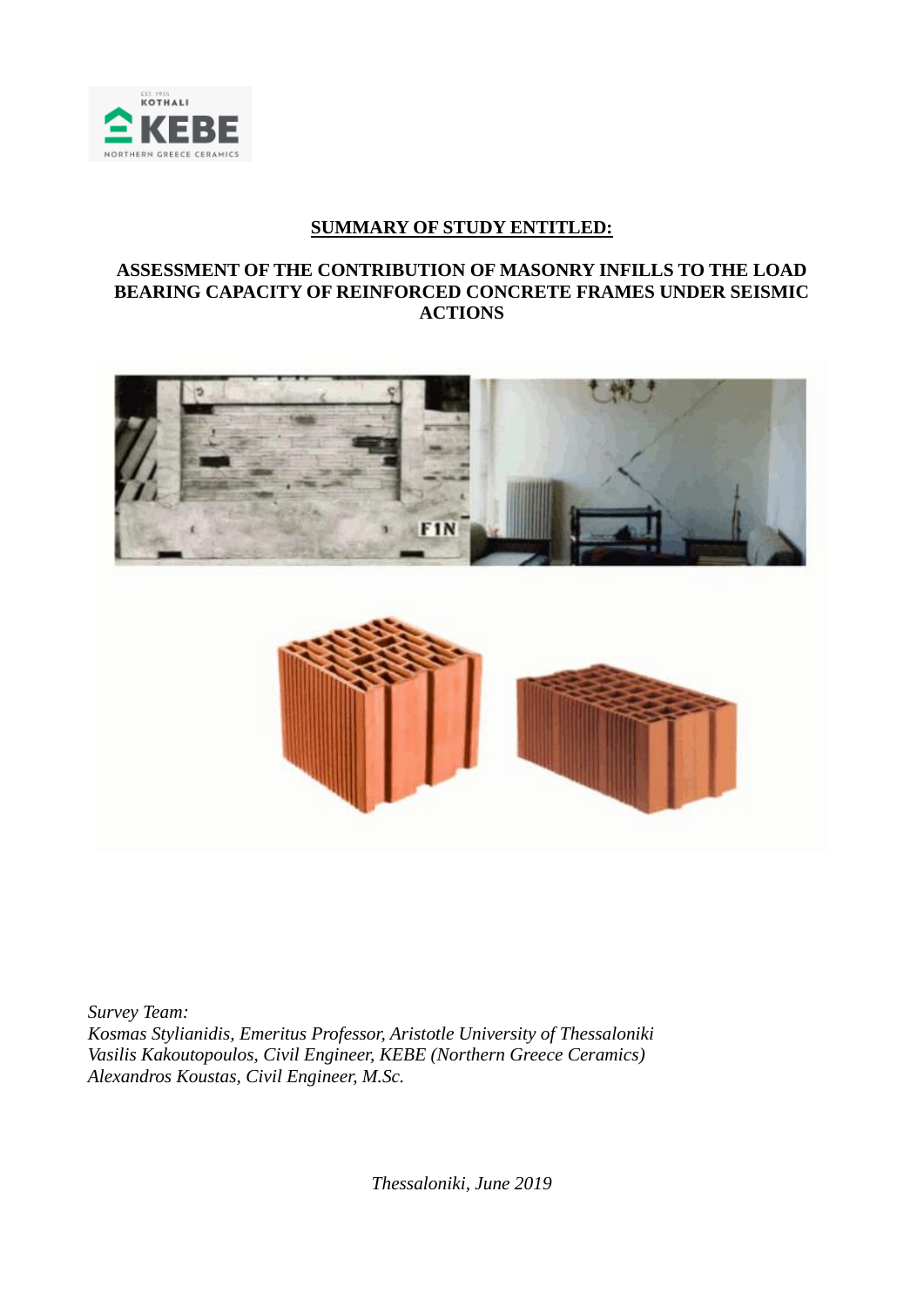**SUMMARY OF STUDY ENTITLED:**

# ASSESSMENT OF THE CONTRIBUTION OF MASONRY INFILLS TO THE LOAD BEARING CAPACITY OF REINFORCED CONCRETE FRAMES UNDER SEISMIC ACTIONS

*Survey Team:*
*Kosmas Stylianidis, Emeritus Professor, Aristotle University of Thessaloniki*
*Vasilis Kakoutopoulos, Civil Engineer, KEBE (Northern Greece Ceramics)*
*Alexandros Koustas, Civil Engineer, M.Sc.*

*Thessaloniki, June 2019*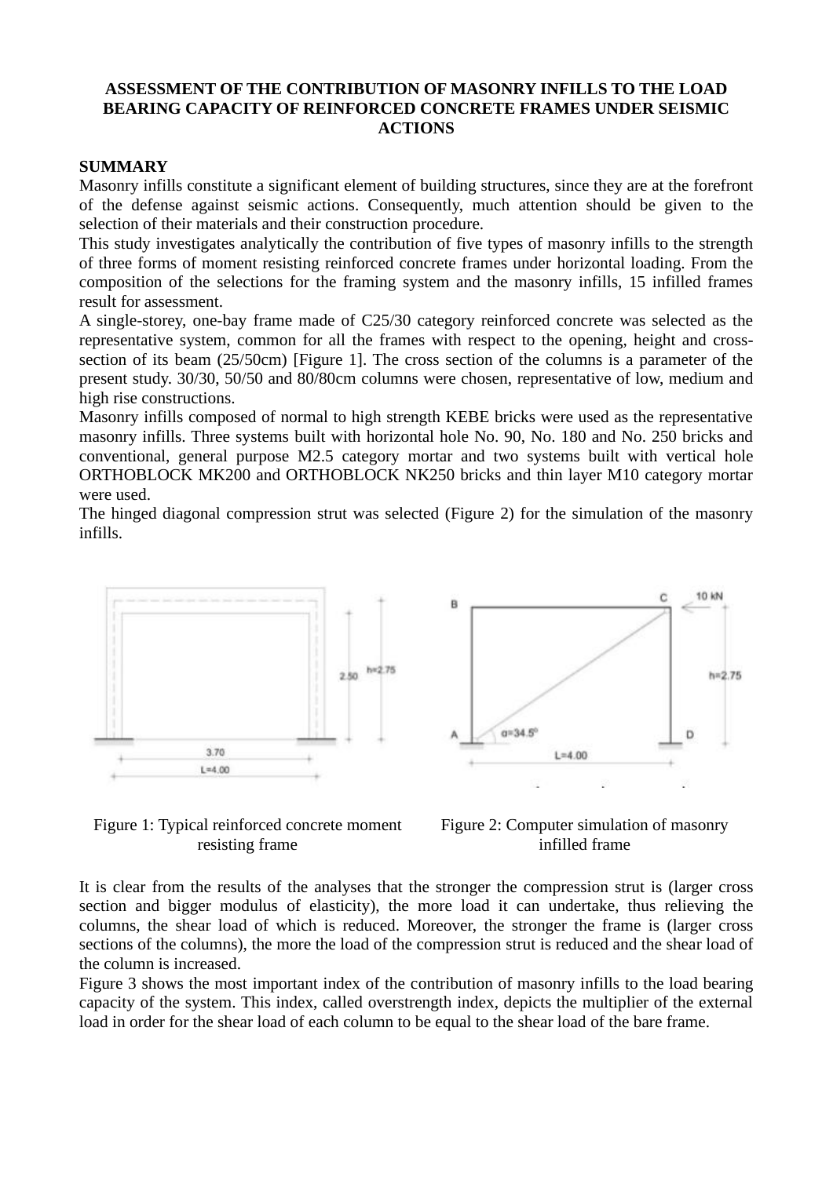**ASSESSMENT OF THE CONTRIBUTION OF MASONRY INFILLS TO THE LOAD BEARING CAPACITY OF REINFORCED CONCRETE FRAMES UNDER SEISMIC ACTIONS**

**SUMMARY**

Masonry infills constitute a significant element of building structures, since they are at the forefront of the defense against seismic actions. Consequently, much attention should be given to the selection of their materials and their construction procedure.

This study investigates analytically the contribution of five types of masonry infills to the strength of three forms of moment resisting reinforced concrete frames under horizontal loading. From the composition of the selections for the framing system and the masonry infills, 15 infilled frames result for assessment.

A single-storey, one-bay frame made of C25/30 category reinforced concrete was selected as the representative system, common for all the frames with respect to the opening, height and cross-section of its beam (25/50cm) [Figure 1]. The cross section of the columns is a parameter of the present study. 30/30, 50/50 and 80/80cm columns were chosen, representative of low, medium and high rise constructions.

Masonry infills composed of normal to high strength KEBE bricks were used as the representative masonry infills. Three systems built with horizontal hole No. 90, No. 180 and No. 250 bricks and conventional, general purpose M2.5 category mortar and two systems built with vertical hole ORTHOBLOCK MK200 and ORTHOBLOCK NK250 bricks and thin layer M10 category mortar were used.

The hinged diagonal compression strut was selected (Figure 2) for the simulation of the masonry infills.

Figure 1: Typical reinforced concrete moment resisting frame

Figure 2: Computer simulation of masonry infilled frame

It is clear from the results of the analyses that the stronger the compression strut is (larger cross section and bigger modulus of elasticity), the more load it can undertake, thus relieving the columns, the shear load of which is reduced. Moreover, the stronger the frame is (larger cross sections of the columns), the more the load of the compression strut is reduced and the shear load of the column is increased.

Figure 3 shows the most important index of the contribution of masonry infills to the load bearing capacity of the system. This index, called overstrength index, depicts the multiplier of the external load in order for the shear load of each column to be equal to the shear load of the bare frame.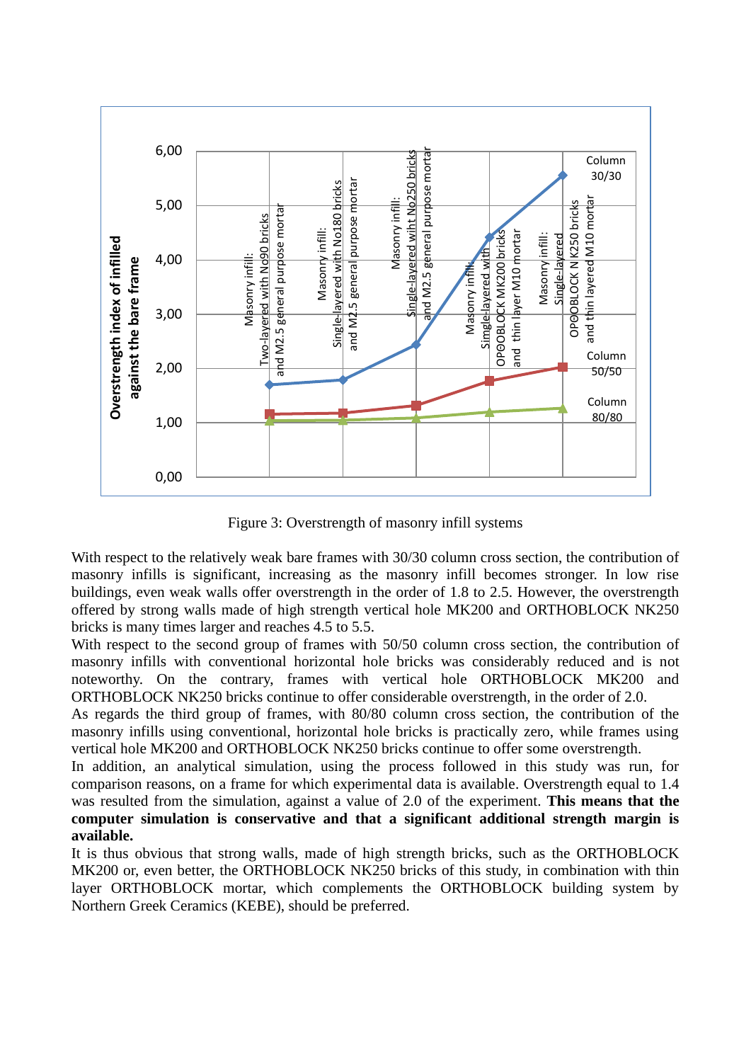6,00
5,00
4,00
3,00
2,00
1,00
0,00

Overstrength index of infilled against the bare frame

Masonry infill: Two-layered with No90 bricks and M2.5 general purpose mortar

Masonry infill: Single-layered with No180 bricks and M2.5 general purpose mortar

Masonry infill: Single-layered wiht No250 bricks and M2.5 general purpose mortar

Masonry infill: Simgle-layered with OPOOBLOCK MK200 bricks and thin layer M10 mortar

Masonry infill: Single-layered OPOOBLOCK NK250 bricks and thin layered M10 mortar

Column 30/30

Column 50/50

Column 80/80

Figure 3: Overstrength of masonry infill systems

With respect to the relatively weak bare frames with 30/30 column cross section, the contribution of masonry infills is significant, increasing as the masonry infill becomes stronger. In low rise buildings, even weak walls offer overstrength in the order of 1.8 to 2.5. However, the overstrength offered by strong walls made of high strength vertical hole MK200 and ORTHOBLOCK NK250 bricks is many times larger and reaches 4.5 to 5.5.

With respect to the second group of frames with 50/50 column cross section, the contribution of masonry infills with conventional horizontal hole bricks was considerably reduced and is not noteworthy. On the contrary, frames with vertical hole ORTHOBLOCK MK200 and ORTHOBLOCK NK250 bricks continue to offer considerable overstrength, in the order of 2.0.

As regards the third group of frames, with 80/80 column cross section, the contribution of the masonry infills using conventional, horizontal hole bricks is practically zero, while frames using vertical hole MK200 and ORTHOBLOCK NK250 bricks continue to offer some overstrength.

In addition, an analytical simulation, using the process followed in this study was run, for comparison reasons, on a frame for which experimental data is available. Overstrength equal to 1.4 was resulted from the simulation, against a value of 2.0 of the experiment. **This means that the computer simulation is conservative and that a significant additional strength margin is available.**

It is thus obvious that strong walls, made of high strength bricks, such as the ORTHOBLOCK MK200 or, even better, the ORTHOBLOCK NK250 bricks of this study, in combination with thin layer ORTHOBLOCK mortar, which complements the ORTHOBLOCK building system by Northern Greek Ceramics (KEBE), should be preferred.